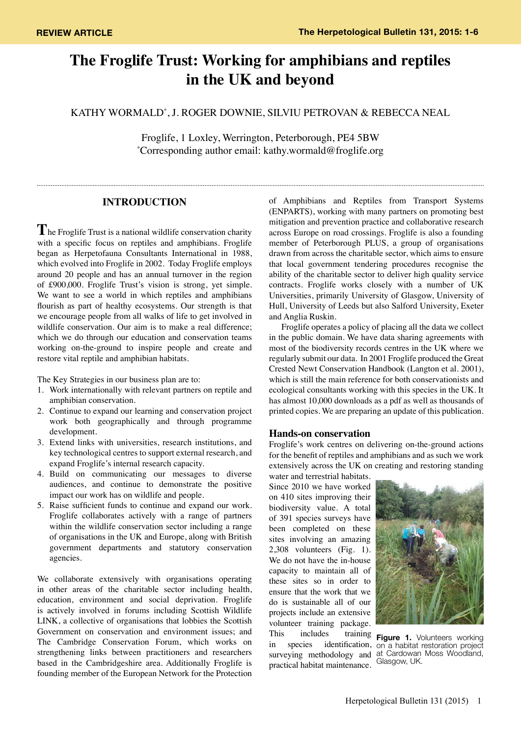REVIEW ARTICLE

# The Froglife Trust: Working for amphibians and reptiles in the UK and beyond

KATHY WORMALD*, J. ROGER DOWNIE, SILVIU PETROVAN & REBECCA NEAL

Froglife, 1 Loxley, Werrington, Peterborough, PE4 5BW
*Corresponding author email: kathy.wormald@froglife.org

## INTRODUCTION

The Froglife Trust is a national wildlife conservation charity with a specific focus on reptiles and amphibians. Froglife began as Herpetofauna Consultants International in 1988, which evolved into Froglife in 2002. Today Froglife employs around 20 people and has an annual turnover in the region of £900,000. Froglife Trust's vision is strong, yet simple. We want to see a world in which reptiles and amphibians flourish as part of healthy ecosystems. Our strength is that we encourage people from all walks of life to get involved in wildlife conservation. Our aim is to make a real difference; which we do through our education and conservation teams working on-the-ground to inspire people and create and restore vital reptile and amphibian habitats.

The Key Strategies in our business plan are to:

1. Work internationally with relevant partners on reptile and amphibian conservation.
2. Continue to expand our learning and conservation project work both geographically and through programme development.
3. Extend links with universities, research institutions, and key technological centres to support external research, and expand Froglife's internal research capacity.
4. Build on communicating our messages to diverse audiences, and continue to demonstrate the positive impact our work has on wildlife and people.
5. Raise sufficient funds to continue and expand our work. Froglife collaborates actively with a range of partners within the wildlife conservation sector including a range of organisations in the UK and Europe, along with British government departments and statutory conservation agencies.

We collaborate extensively with organisations operating in other areas of the charitable sector including health, education, environment and social deprivation. Froglife is actively involved in forums including Scottish Wildlife LINK, a collective of organisations that lobbies the Scottish Government on conservation and environment issues; and The Cambridge Conservation Forum, which works on strengthening links between practitioners and researchers based in the Cambridgeshire area. Additionally Froglife is founding member of the European Network for the Protection of Amphibians and Reptiles from Transport Systems (ENPARTS), working with many partners on promoting best mitigation and prevention practice and collaborative research across Europe on road crossings. Froglife is also a founding member of Peterborough PLUS, a group of organisations drawn from across the charitable sector, which aims to ensure that local government tendering procedures recognise the ability of the charitable sector to deliver high quality service contracts. Froglife works closely with a number of UK Universities, primarily University of Glasgow, University of Hull, University of Leeds but also Salford University, Exeter and Anglia Ruskin.

Froglife operates a policy of placing all the data we collect in the public domain. We have data sharing agreements with most of the biodiversity records centres in the UK where we regularly submit our data. In 2001 Froglife produced the Great Crested Newt Conservation Handbook (Langton et al. 2001), which is still the main reference for both conservationists and ecological consultants working with this species in the UK. It has almost 10,000 downloads as a pdf as well as thousands of printed copies. We are preparing an update of this publication.

### Hands-on conservation

Froglife's work centres on delivering on-the-ground actions for the benefit of reptiles and amphibians and as such we work extensively across the UK on creating and restoring standing water and terrestrial habitats. Since 2010 we have worked on 410 sites improving their biodiversity value. A total of 391 species surveys have been completed on these sites involving an amazing 2,308 volunteers (Fig. 1). We do not have the in-house capacity to maintain all of these sites so in order to ensure that the work that we do is sustainable all of our projects include an extensive volunteer training package. This includes training in species identification, surveying methodology and practical habitat maintenance.

**Figure 1.** Volunteers working on a habitat restoration project at Cardowan Moss Woodland, Glasgow, UK.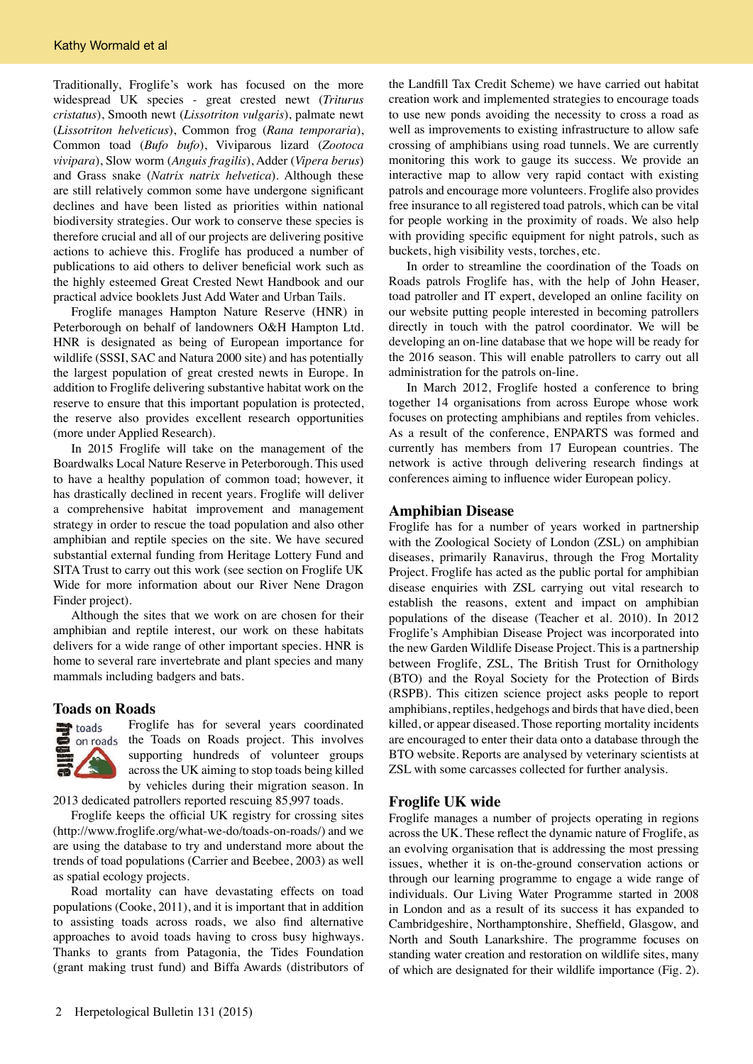Traditionally, Froglife's work has focused on the more widespread UK species - great crested newt (*Triturus cristatus*), Smooth newt (*Lissotriton vulgaris*), palmate newt (*Lissotriton helveticus*), Common frog (*Rana temporaria*), Common toad (*Bufo bufo*), Viviparous lizard (*Zootoca vivipara*), Slow worm (*Anguis fragilis*), Adder (*Vipera berus*) and Grass snake (*Natrix natrix helvetica*). Although these are still relatively common some have undergone significant declines and have been listed as priorities within national biodiversity strategies. Our work to conserve these species is therefore crucial and all of our projects are delivering positive actions to achieve this. Froglife has produced a number of publications to aid others to deliver beneficial work such as the highly esteemed Great Crested Newt Handbook and our practical advice booklets Just Add Water and Urban Tails.

Froglife manages Hampton Nature Reserve (HNR) in Peterborough on behalf of landowners O&H Hampton Ltd. HNR is designated as being of European importance for wildlife (SSSI, SAC and Natura 2000 site) and has potentially the largest population of great crested newts in Europe. In addition to Froglife delivering substantive habitat work on the reserve to ensure that this important population is protected, the reserve also provides excellent research opportunities (more under Applied Research).

In 2015 Froglife will take on the management of the Boardwalks Local Nature Reserve in Peterborough. This used to have a healthy population of common toad; however, it has drastically declined in recent years. Froglife will deliver a comprehensive habitat improvement and management strategy in order to rescue the toad population and also other amphibian and reptile species on the site. We have secured substantial external funding from Heritage Lottery Fund and SITA Trust to carry out this work (see section on Froglife UK Wide for more information about our River Nene Dragon Finder project).

Although the sites that we work on are chosen for their amphibian and reptile interest, our work on these habitats delivers for a wide range of other important species. HNR is home to several rare invertebrate and plant species and many mammals including badgers and bats.

## Toads on Roads

Froglife has for several years coordinated the Toads on Roads project. This involves supporting hundreds of volunteer groups across the UK aiming to stop toads being killed by vehicles during their migration season. In 2013 dedicated patrollers reported rescuing 85,997 toads.

Froglife keeps the official UK registry for crossing sites (http://www.froglife.org/what-we-do/toads-on-roads/) and we are using the database to try and understand more about the trends of toad populations (Carrier and Beebee, 2003) as well as spatial ecology projects.

Road mortality can have devastating effects on toad populations (Cooke, 2011), and it is important that in addition to assisting toads across roads, we also find alternative approaches to avoid toads having to cross busy highways. Thanks to grants from Patagonia, the Tides Foundation (grant making trust fund) and Biffa Awards (distributors of the Landfill Tax Credit Scheme) we have carried out habitat creation work and implemented strategies to encourage toads to use new ponds avoiding the necessity to cross a road as well as improvements to existing infrastructure to allow safe crossing of amphibians using road tunnels. We are currently monitoring this work to gauge its success. We provide an interactive map to allow very rapid contact with existing patrols and encourage more volunteers. Froglife also provides free insurance to all registered toad patrols, which can be vital for people working in the proximity of roads. We also help with providing specific equipment for night patrols, such as buckets, high visibility vests, torches, etc.

In order to streamline the coordination of the Toads on Roads patrols Froglife has, with the help of John Heaser, toad patroller and IT expert, developed an online facility on our website putting people interested in becoming patrollers directly in touch with the patrol coordinator. We will be developing an on-line database that we hope will be ready for the 2016 season. This will enable patrollers to carry out all administration for the patrols on-line.

In March 2012, Froglife hosted a conference to bring together 14 organisations from across Europe whose work focuses on protecting amphibians and reptiles from vehicles. As a result of the conference, ENPARTS was formed and currently has members from 17 European countries. The network is active through delivering research findings at conferences aiming to influence wider European policy.

## Amphibian Disease

Froglife has for a number of years worked in partnership with the Zoological Society of London (ZSL) on amphibian diseases, primarily Ranavirus, through the Frog Mortality Project. Froglife has acted as the public portal for amphibian disease enquiries with ZSL carrying out vital research to establish the reasons, extent and impact on amphibian populations of the disease (Teacher et al. 2010). In 2012 Froglife's Amphibian Disease Project was incorporated into the new Garden Wildlife Disease Project. This is a partnership between Froglife, ZSL, The British Trust for Ornithology (BTO) and the Royal Society for the Protection of Birds (RSPB). This citizen science project asks people to report amphibians, reptiles, hedgehogs and birds that have died, been killed, or appear diseased. Those reporting mortality incidents are encouraged to enter their data onto a database through the BTO website. Reports are analysed by veterinary scientists at ZSL with some carcasses collected for further analysis.

## Froglife UK wide

Froglife manages a number of projects operating in regions across the UK. These reflect the dynamic nature of Froglife, as an evolving organisation that is addressing the most pressing issues, whether it is on-the-ground conservation actions or through our learning programme to engage a wide range of individuals. Our Living Water Programme started in 2008 in London and as a result of its success it has expanded to Cambridgeshire, Northamptonshire, Sheffield, Glasgow, and North and South Lanarkshire. The programme focuses on standing water creation and restoration on wildlife sites, many of which are designated for their wildlife importance (Fig. 2).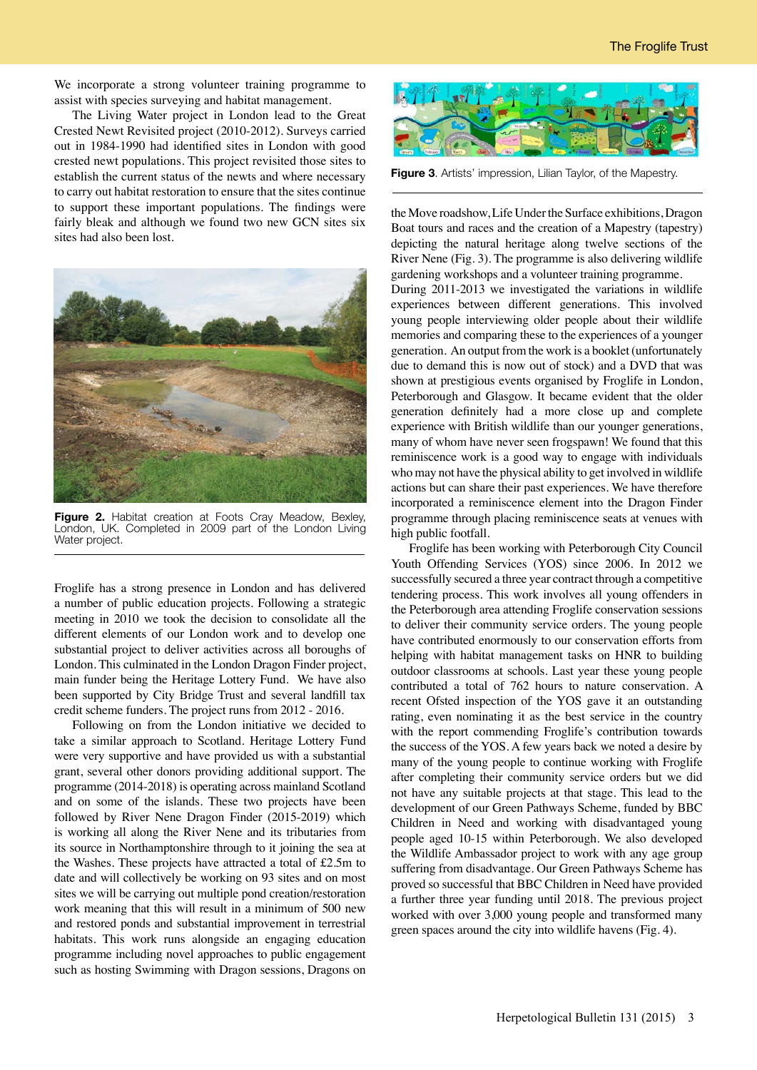We incorporate a strong volunteer training programme to assist with species surveying and habitat management.

The Living Water project in London lead to the Great Crested Newt Revisited project (2010-2012). Surveys carried out in 1984-1990 had identified sites in London with good crested newt populations. This project revisited those sites to establish the current status of the newts and where necessary to carry out habitat restoration to ensure that the sites continue to support these important populations. The findings were fairly bleak and although we found two new GCN sites six sites had also been lost.

**Figure 2.** Habitat creation at Foots Cray Meadow, Bexley, London, UK. Completed in 2009 part of the London Living Water project.

Froglife has a strong presence in London and has delivered a number of public education projects. Following a strategic meeting in 2010 we took the decision to consolidate all the different elements of our London work and to develop one substantial project to deliver activities across all boroughs of London. This culminated in the London Dragon Finder project, main funder being the Heritage Lottery Fund. We have also been supported by City Bridge Trust and several landfill tax credit scheme funders. The project runs from 2012 - 2016.

Following on from the London initiative we decided to take a similar approach to Scotland. Heritage Lottery Fund were very supportive and have provided us with a substantial grant, several other donors providing additional support. The programme (2014-2018) is operating across mainland Scotland and on some of the islands. These two projects have been followed by River Nene Dragon Finder (2015-2019) which is working all along the River Nene and its tributaries from its source in Northamptonshire through to it joining the sea at the Washes. These projects have attracted a total of £2.5m to date and will collectively be working on 93 sites and on most sites we will be carrying out multiple pond creation/restoration work meaning that this will result in a minimum of 500 new and restored ponds and substantial improvement in terrestrial habitats. This work runs alongside an engaging education programme including novel approaches to public engagement such as hosting Swimming with Dragon sessions, Dragons on the Move roadshow, Life Under the Surface exhibitions, Dragon Boat tours and races and the creation of a Mapestry (tapestry) depicting the natural heritage along twelve sections of the River Nene (Fig. 3). The programme is also delivering wildlife gardening workshops and a volunteer training programme.

**Figure 3**. Artists' impression, Lilian Taylor, of the Mapestry.

During 2011-2013 we investigated the variations in wildlife experiences between different generations. This involved young people interviewing older people about their wildlife memories and comparing these to the experiences of a younger generation. An output from the work is a booklet (unfortunately due to demand this is now out of stock) and a DVD that was shown at prestigious events organised by Froglife in London, Peterborough and Glasgow. It became evident that the older generation definitely had a more close up and complete experience with British wildlife than our younger generations, many of whom have never seen frogspawn! We found that this reminiscence work is a good way to engage with individuals who may not have the physical ability to get involved in wildlife actions but can share their past experiences. We have therefore incorporated a reminiscence element into the Dragon Finder programme through placing reminiscence seats at venues with high public footfall.

Froglife has been working with Peterborough City Council Youth Offending Services (YOS) since 2006. In 2012 we successfully secured a three year contract through a competitive tendering process. This work involves all young offenders in the Peterborough area attending Froglife conservation sessions to deliver their community service orders. The young people have contributed enormously to our conservation efforts from helping with habitat management tasks on HNR to building outdoor classrooms at schools. Last year these young people contributed a total of 762 hours to nature conservation. A recent Ofsted inspection of the YOS gave it an outstanding rating, even nominating it as the best service in the country with the report commending Froglife's contribution towards the success of the YOS. A few years back we noted a desire by many of the young people to continue working with Froglife after completing their community service orders but we did not have any suitable projects at that stage. This lead to the development of our Green Pathways Scheme, funded by BBC Children in Need and working with disadvantaged young people aged 10-15 within Peterborough. We also developed the Wildlife Ambassador project to work with any age group suffering from disadvantage. Our Green Pathways Scheme has proved so successful that BBC Children in Need have provided a further three year funding until 2018. The previous project worked with over 3,000 young people and transformed many green spaces around the city into wildlife havens (Fig. 4).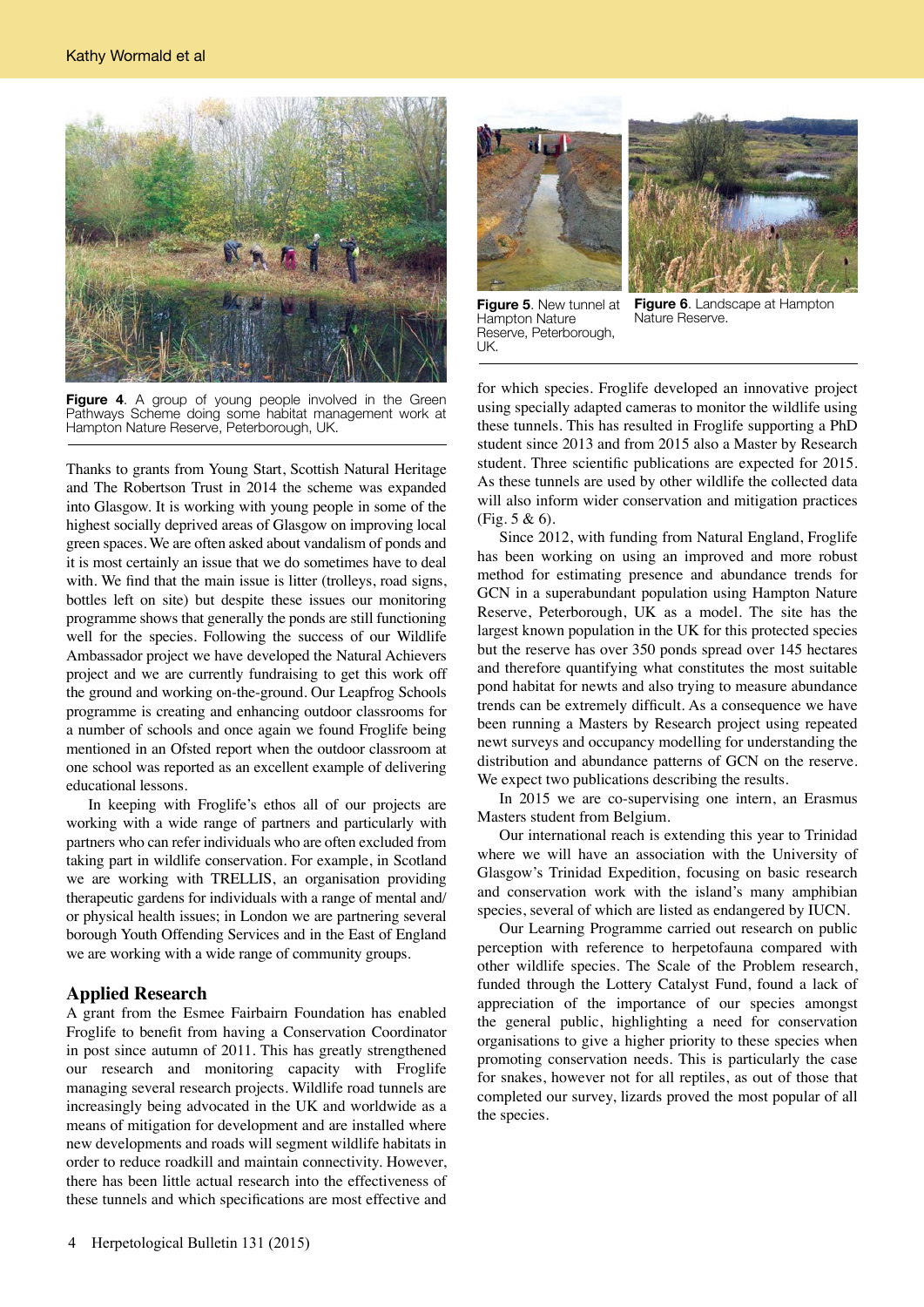**Figure 4**. A group of young people involved in the Green Pathways Scheme doing some habitat management work at Hampton Nature Reserve, Peterborough, UK.

Thanks to grants from Young Start, Scottish Natural Heritage and The Robertson Trust in 2014 the scheme was expanded into Glasgow. It is working with young people in some of the highest socially deprived areas of Glasgow on improving local green spaces. We are often asked about vandalism of ponds and it is most certainly an issue that we do sometimes have to deal with. We find that the main issue is litter (trolleys, road signs, bottles left on site) but despite these issues our monitoring programme shows that generally the ponds are still functioning well for the species. Following the success of our Wildlife Ambassador project we have developed the Natural Achievers project and we are currently fundraising to get this work off the ground and working on-the-ground. Our Leapfrog Schools programme is creating and enhancing outdoor classrooms for a number of schools and once again we found Froglife being mentioned in an Ofsted report when the outdoor classroom at one school was reported as an excellent example of delivering educational lessons.

In keeping with Froglife's ethos all of our projects are working with a wide range of partners and particularly with partners who can refer individuals who are often excluded from taking part in wildlife conservation. For example, in Scotland we are working with TRELLIS, an organisation providing therapeutic gardens for individuals with a range of mental and/or physical health issues; in London we are partnering several borough Youth Offending Services and in the East of England we are working with a wide range of community groups.

## Applied Research

A grant from the Esmee Fairbairn Foundation has enabled Froglife to benefit from having a Conservation Coordinator in post since autumn of 2011. This has greatly strengthened our research and monitoring capacity with Froglife managing several research projects. Wildlife road tunnels are increasingly being advocated in the UK and worldwide as a means of mitigation for development and are installed where new developments and roads will segment wildlife habitats in order to reduce roadkill and maintain connectivity. However, there has been little actual research into the effectiveness of these tunnels and which specifications are most effective and for which species. Froglife developed an innovative project using specially adapted cameras to monitor the wildlife using these tunnels. This has resulted in Froglife supporting a PhD student since 2013 and from 2015 also a Master by Research student. Three scientific publications are expected for 2015. As these tunnels are used by other wildlife the collected data will also inform wider conservation and mitigation practices (Fig. 5 & 6).

**Figure 5**. New tunnel at Hampton Nature Reserve, Peterborough, UK.

**Figure 6**. Landscape at Hampton Nature Reserve.

Since 2012, with funding from Natural England, Froglife has been working on using an improved and more robust method for estimating presence and abundance trends for GCN in a superabundant population using Hampton Nature Reserve, Peterborough, UK as a model. The site has the largest known population in the UK for this protected species but the reserve has over 350 ponds spread over 145 hectares and therefore quantifying what constitutes the most suitable pond habitat for newts and also trying to measure abundance trends can be extremely difficult. As a consequence we have been running a Masters by Research project using repeated newt surveys and occupancy modelling for understanding the distribution and abundance patterns of GCN on the reserve. We expect two publications describing the results.

In 2015 we are co-supervising one intern, an Erasmus Masters student from Belgium.

Our international reach is extending this year to Trinidad where we will have an association with the University of Glasgow's Trinidad Expedition, focusing on basic research and conservation work with the island's many amphibian species, several of which are listed as endangered by IUCN.

Our Learning Programme carried out research on public perception with reference to herpetofauna compared with other wildlife species. The Scale of the Problem research, funded through the Lottery Catalyst Fund, found a lack of appreciation of the importance of our species amongst the general public, highlighting a need for conservation organisations to give a higher priority to these species when promoting conservation needs. This is particularly the case for snakes, however not for all reptiles, as out of those that completed our survey, lizards proved the most popular of all the species.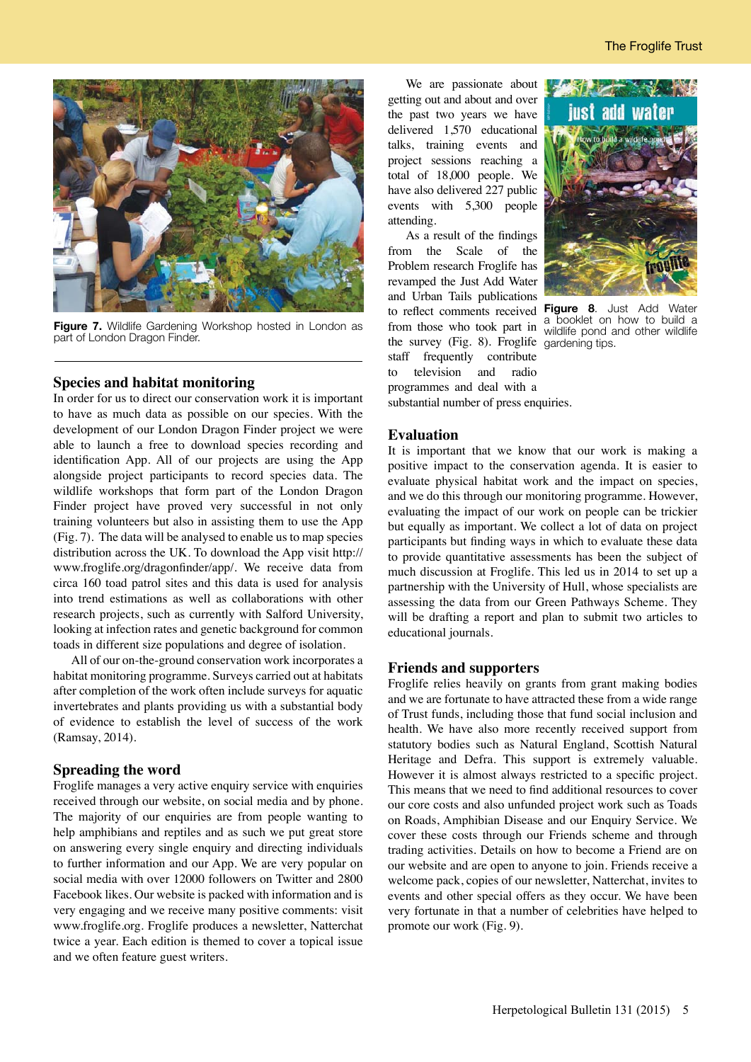Figure 7. Wildlife Gardening Workshop hosted in London as part of London Dragon Finder.

## Species and habitat monitoring

In order for us to direct our conservation work it is important to have as much data as possible on our species. With the development of our London Dragon Finder project we were able to launch a free to download species recording and identification App. All of our projects are using the App alongside project participants to record species data. The wildlife workshops that form part of the London Dragon Finder project have proved very successful in not only training volunteers but also in assisting them to use the App (Fig. 7). The data will be analysed to enable us to map species distribution across the UK. To download the App visit http://www.froglife.org/dragonfinder/app/. We receive data from circa 160 toad patrol sites and this data is used for analysis into trend estimations as well as collaborations with other research projects, such as currently with Salford University, looking at infection rates and genetic background for common toads in different size populations and degree of isolation.

All of our on-the-ground conservation work incorporates a habitat monitoring programme. Surveys carried out at habitats after completion of the work often include surveys for aquatic invertebrates and plants providing us with a substantial body of evidence to establish the level of success of the work (Ramsay, 2014).

## Spreading the word

Froglife manages a very active enquiry service with enquiries received through our website, on social media and by phone. The majority of our enquiries are from people wanting to help amphibians and reptiles and as such we put great store on answering every single enquiry and directing individuals to further information and our App. We are very popular on social media with over 12000 followers on Twitter and 2800 Facebook likes. Our website is packed with information and is very engaging and we receive many positive comments: visit www.froglife.org. Froglife produces a newsletter, Natterchat twice a year. Each edition is themed to cover a topical issue and we often feature guest writers.

We are passionate about getting out and about and over the past two years we have delivered 1,570 educational talks, training events and project sessions reaching a total of 18,000 people. We have also delivered 227 public events with 5,300 people attending.

As a result of the findings from the Scale of the Problem research Froglife has revamped the Just Add Water and Urban Tails publications to reflect comments received from those who took part in the survey (Fig. 8). Froglife staff frequently contribute to television and radio programmes and deal with a substantial number of press enquiries.

Figure 8. Just Add Water a booklet on how to build a wildlife pond and other wildlife gardening tips.

## Evaluation

It is important that we know that our work is making a positive impact to the conservation agenda. It is easier to evaluate physical habitat work and the impact on species, and we do this through our monitoring programme. However, evaluating the impact of our work on people can be trickier but equally as important. We collect a lot of data on project participants but finding ways in which to evaluate these data to provide quantitative assessments has been the subject of much discussion at Froglife. This led us in 2014 to set up a partnership with the University of Hull, whose specialists are assessing the data from our Green Pathways Scheme. They will be drafting a report and plan to submit two articles to educational journals.

## Friends and supporters

Froglife relies heavily on grants from grant making bodies and we are fortunate to have attracted these from a wide range of Trust funds, including those that fund social inclusion and health. We have also more recently received support from statutory bodies such as Natural England, Scottish Natural Heritage and Defra. This support is extremely valuable. However it is almost always restricted to a specific project. This means that we need to find additional resources to cover our core costs and also unfunded project work such as Toads on Roads, Amphibian Disease and our Enquiry Service. We cover these costs through our Friends scheme and through trading activities. Details on how to become a Friend are on our website and are open to anyone to join. Friends receive a welcome pack, copies of our newsletter, Natterchat, invites to events and other special offers as they occur. We have been very fortunate in that a number of celebrities have helped to promote our work (Fig. 9).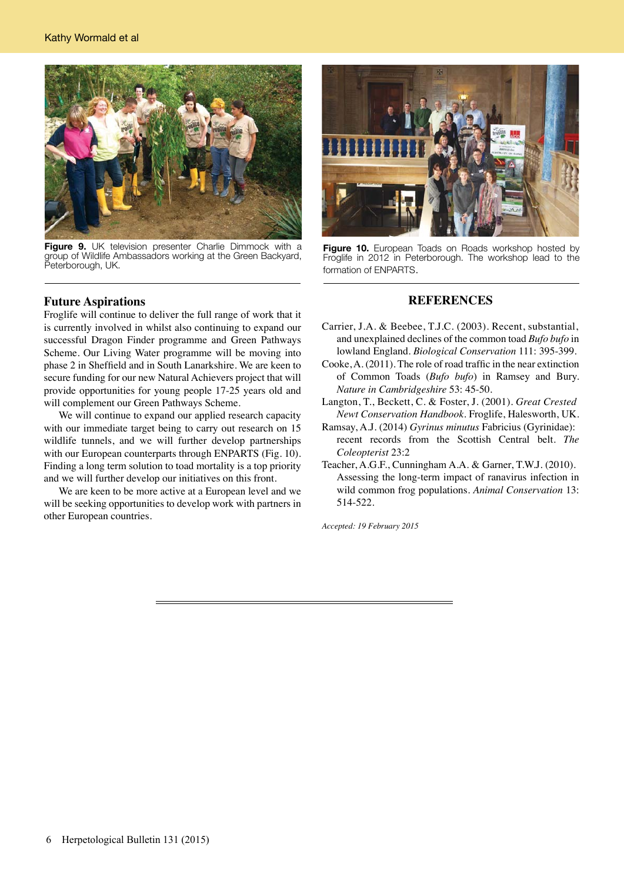Figure 9. UK television presenter Charlie Dimmock with a group of Wildlife Ambassadors working at the Green Backyard, Peterborough, UK.

Figure 10. European Toads on Roads workshop hosted by Froglife in 2012 in Peterborough. The workshop lead to the formation of ENPARTS.

## Future Aspirations

Froglife will continue to deliver the full range of work that it is currently involved in whilst also continuing to expand our successful Dragon Finder programme and Green Pathways Scheme. Our Living Water programme will be moving into phase 2 in Sheffield and in South Lanarkshire. We are keen to secure funding for our new Natural Achievers project that will provide opportunities for young people 17-25 years old and will complement our Green Pathways Scheme.

We will continue to expand our applied research capacity with our immediate target being to carry out research on 15 wildlife tunnels, and we will further develop partnerships with our European counterparts through ENPARTS (Fig. 10). Finding a long term solution to toad mortality is a top priority and we will further develop our initiatives on this front.

We are keen to be more active at a European level and we will be seeking opportunities to develop work with partners in other European countries.

## REFERENCES

Carrier, J.A. & Beebee, T.J.C. (2003). Recent, substantial, and unexplained declines of the common toad *Bufo bufo* in lowland England. *Biological Conservation* 111: 395-399.

Cooke, A. (2011). The role of road traffic in the near extinction of Common Toads (*Bufo bufo*) in Ramsey and Bury. *Nature in Cambridgeshire* 53: 45-50.

Langton, T., Beckett, C. & Foster, J. (2001). *Great Crested Newt Conservation Handbook*. Froglife, Halesworth, UK.

Ramsay, A.J. (2014) *Gyrinus minutus* Fabricius (Gyrinidae): recent records from the Scottish Central belt. *The Coleopterist* 23:2

Teacher, A.G.F., Cunningham A.A. & Garner, T.W.J. (2010). Assessing the long-term impact of ranavirus infection in wild common frog populations. *Animal Conservation* 13: 514-522.

*Accepted: 19 February 2015*